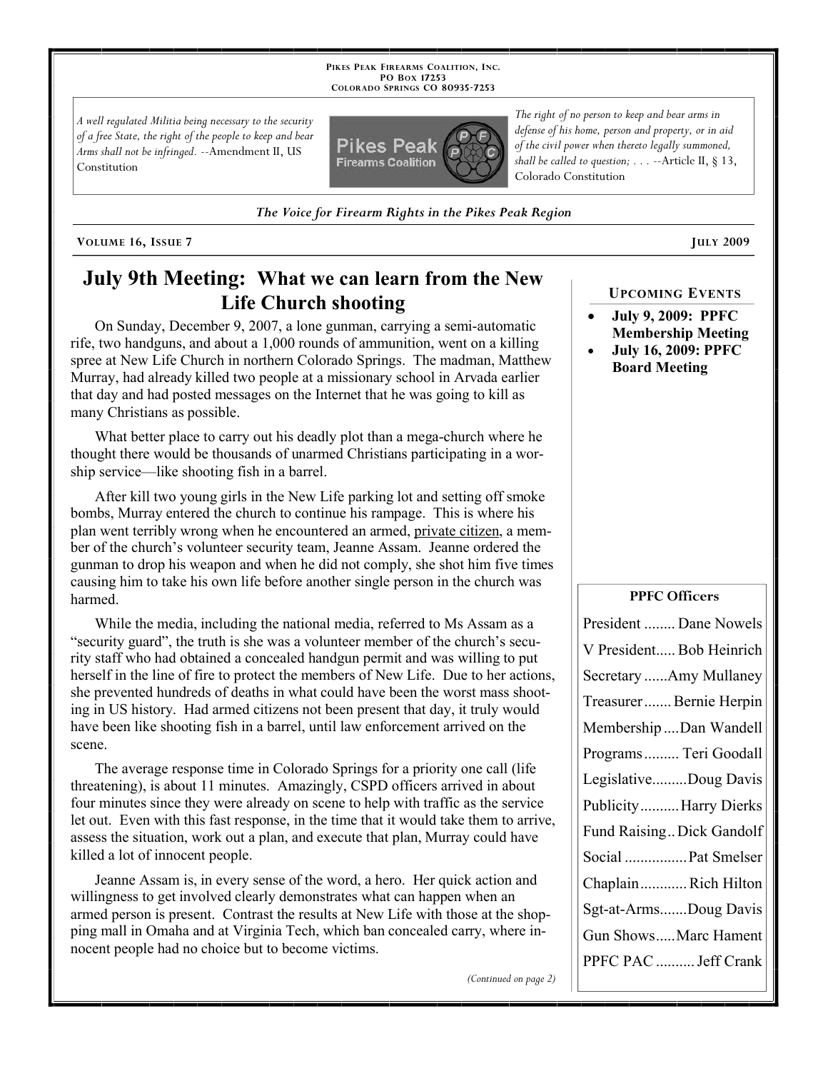PIKES PEAK FIREARMS COALITION, INC.
PO BOX 17253
COLORADO SPRINGS CO 80935-7253

*A well regulated Militia being necessary to the security of a free State, the right of the people to keep and bear Arms shall not be infringed.* --Amendment II, US Constitution

*The right of no person to keep and bear arms in defense of his home, person and property, or in aid of the civil power when thereto legally summoned, shall be called to question; . . .* --Article II, § 13, Colorado Constitution

***The Voice for Firearm Rights in the Pikes Peak Region***

**VOLUME 16, ISSUE 7** **JULY 2009**

# July 9th Meeting: What we can learn from the New Life Church shooting

On Sunday, December 9, 2007, a lone gunman, carrying a semi-automatic rifle, two handguns, and about a 1,000 rounds of ammunition, went on a killing spree at New Life Church in northern Colorado Springs. The madman, Matthew Murray, had already killed two people at a missionary school in Arvada earlier that day and had posted messages on the Internet that he was going to kill as many Christians as possible.

What better place to carry out his deadly plot than a mega-church where he thought there would be thousands of unarmed Christians participating in a worship service—like shooting fish in a barrel.

After kill two young girls in the New Life parking lot and setting off smoke bombs, Murray entered the church to continue his rampage. This is where his plan went terribly wrong when he encountered an armed, private citizen, a member of the church's volunteer security team, Jeanne Assam. Jeanne ordered the gunman to drop his weapon and when he did not comply, she shot him five times causing him to take his own life before another single person in the church was harmed.

While the media, including the national media, referred to Ms Assam as a "security guard", the truth is she was a volunteer member of the church's security staff who had obtained a concealed handgun permit and was willing to put herself in the line of fire to protect the members of New Life. Due to her actions, she prevented hundreds of deaths in what could have been the worst mass shooting in US history. Had armed citizens not been present that day, it truly would have been like shooting fish in a barrel, until law enforcement arrived on the scene.

The average response time in Colorado Springs for a priority one call (life threatening), is about 11 minutes. Amazingly, CSPD officers arrived in about four minutes since they were already on scene to help with traffic as the service let out. Even with this fast response, in the time that it would take them to arrive, assess the situation, work out a plan, and execute that plan, Murray could have killed a lot of innocent people.

Jeanne Assam is, in every sense of the word, a hero. Her quick action and willingness to get involved clearly demonstrates what can happen when an armed person is present. Contrast the results at New Life with those at the shopping mall in Omaha and at Virginia Tech, which ban concealed carry, where innocent people had no choice but to become victims.

*(Continued on page 2)*

## UPCOMING EVENTS

- **July 9, 2009: PPFC Membership Meeting**
- **July 16, 2009: PPFC Board Meeting**

## PPFC Officers

| Position | Name |
|---|---|
| President | Dane Nowels |
| V President | Bob Heinrich |
| Secretary | Amy Mullaney |
| Treasurer | Bernie Herpin |
| Membership | Dan Wandell |
| Programs | Teri Goodall |
| Legislative | Doug Davis |
| Publicity | Harry Dierks |
| Fund Raising | Dick Gandolf |
| Social | Pat Smelser |
| Chaplain | Rich Hilton |
| Sgt-at-Arms | Doug Davis |
| Gun Shows | Marc Hament |
| PPFC PAC | Jeff Crank |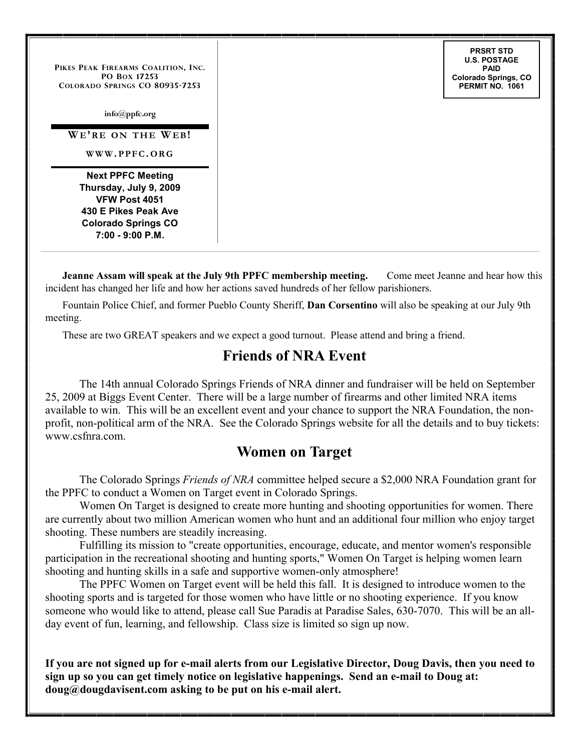Pikes Peak Firearms Coalition, Inc.
PO Box 17253
Colorado Springs CO 80935-7253

info@ppfc.org

**We're on the Web!**

**www.ppfc.org**

**Next PPFC Meeting**
**Thursday, July 9, 2009**
**VFW Post 4051**
**430 E Pikes Peak Ave**
**Colorado Springs CO**
**7:00 - 9:00 P.M.**

PRSRT STD
U.S. POSTAGE
PAID
Colorado Springs, CO
PERMIT NO. 1061

**Jeanne Assam will speak at the July 9th PPFC membership meeting.** Come meet Jeanne and hear how this incident has changed her life and how her actions saved hundreds of her fellow parishioners.

Fountain Police Chief, and former Pueblo County Sheriff, **Dan Corsentino** will also be speaking at our July 9th meeting.

These are two GREAT speakers and we expect a good turnout. Please attend and bring a friend.

## Friends of NRA Event

The 14th annual Colorado Springs Friends of NRA dinner and fundraiser will be held on September 25, 2009 at Biggs Event Center. There will be a large number of firearms and other limited NRA items available to win. This will be an excellent event and your chance to support the NRA Foundation, the non-profit, non-political arm of the NRA. See the Colorado Springs website for all the details and to buy tickets: www.csfnra.com.

## Women on Target

The Colorado Springs *Friends of NRA* committee helped secure a $2,000 NRA Foundation grant for the PPFC to conduct a Women on Target event in Colorado Springs.

Women On Target is designed to create more hunting and shooting opportunities for women. There are currently about two million American women who hunt and an additional four million who enjoy target shooting. These numbers are steadily increasing.

Fulfilling its mission to "create opportunities, encourage, educate, and mentor women's responsible participation in the recreational shooting and hunting sports," Women On Target is helping women learn shooting and hunting skills in a safe and supportive women-only atmosphere!

The PPFC Women on Target event will be held this fall. It is designed to introduce women to the shooting sports and is targeted for those women who have little or no shooting experience. If you know someone who would like to attend, please call Sue Paradis at Paradise Sales, 630-7070. This will be an all-day event of fun, learning, and fellowship. Class size is limited so sign up now.

**If you are not signed up for e-mail alerts from our Legislative Director, Doug Davis, then you need to sign up so you can get timely notice on legislative happenings. Send an e-mail to Doug at: doug@dougdavisent.com asking to be put on his e-mail alert.**